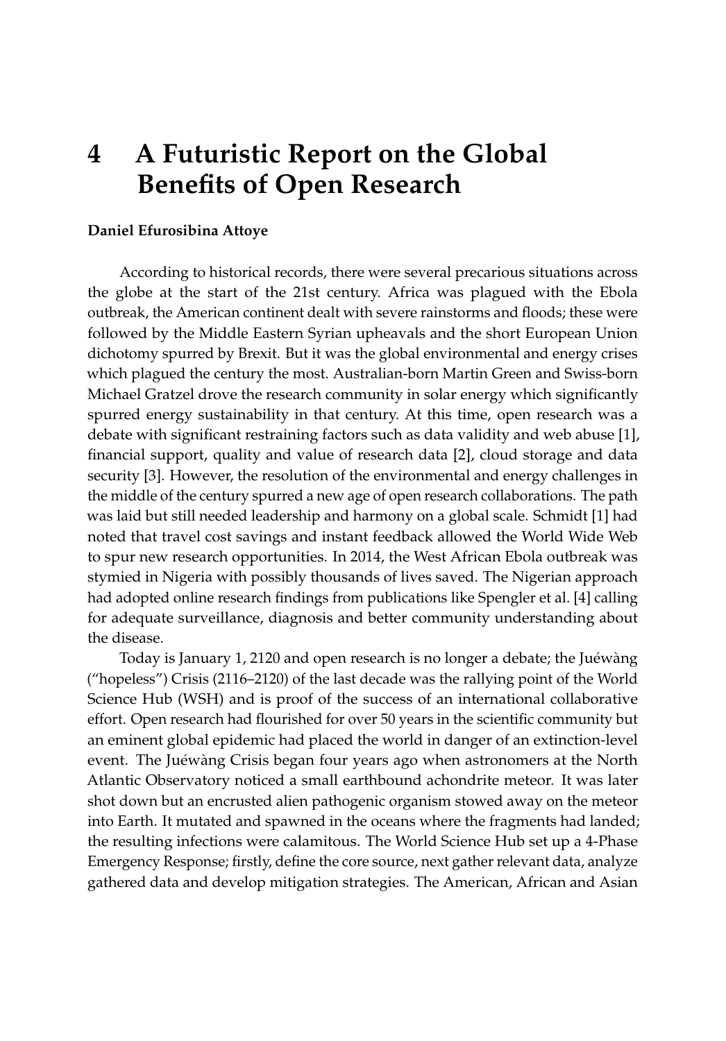# 4 A Futuristic Report on the Global Benefits of Open Research

**Daniel Efurosibina Attoye**

According to historical records, there were several precarious situations across the globe at the start of the 21st century. Africa was plagued with the Ebola outbreak, the American continent dealt with severe rainstorms and floods; these were followed by the Middle Eastern Syrian upheavals and the short European Union dichotomy spurred by Brexit. But it was the global environmental and energy crises which plagued the century the most. Australian-born Martin Green and Swiss-born Michael Gratzel drove the research community in solar energy which significantly spurred energy sustainability in that century. At this time, open research was a debate with significant restraining factors such as data validity and web abuse [1], financial support, quality and value of research data [2], cloud storage and data security [3]. However, the resolution of the environmental and energy challenges in the middle of the century spurred a new age of open research collaborations. The path was laid but still needed leadership and harmony on a global scale. Schmidt [1] had noted that travel cost savings and instant feedback allowed the World Wide Web to spur new research opportunities. In 2014, the West African Ebola outbreak was stymied in Nigeria with possibly thousands of lives saved. The Nigerian approach had adopted online research findings from publications like Spengler et al. [4] calling for adequate surveillance, diagnosis and better community understanding about the disease.

Today is January 1, 2120 and open research is no longer a debate; the Juéwàng ("hopeless") Crisis (2116–2120) of the last decade was the rallying point of the World Science Hub (WSH) and is proof of the success of an international collaborative effort. Open research had flourished for over 50 years in the scientific community but an eminent global epidemic had placed the world in danger of an extinction-level event. The Juéwàng Crisis began four years ago when astronomers at the North Atlantic Observatory noticed a small earthbound achondrite meteor. It was later shot down but an encrusted alien pathogenic organism stowed away on the meteor into Earth. It mutated and spawned in the oceans where the fragments had landed; the resulting infections were calamitous. The World Science Hub set up a 4-Phase Emergency Response; firstly, define the core source, next gather relevant data, analyze gathered data and develop mitigation strategies. The American, African and Asian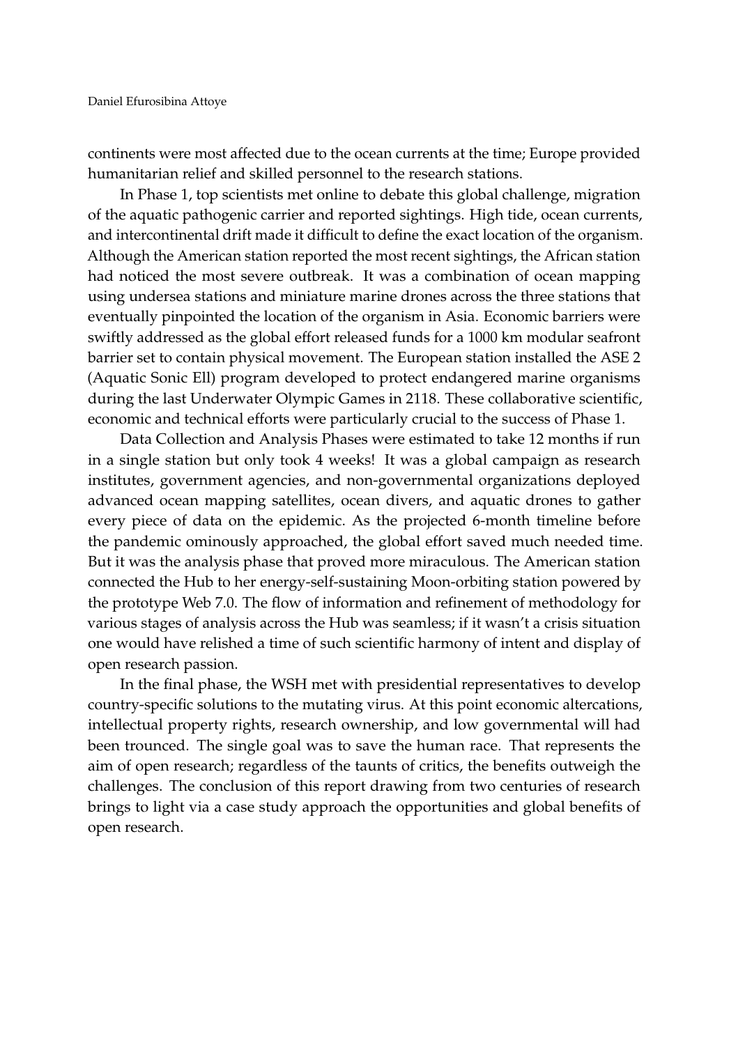continents were most affected due to the ocean currents at the time; Europe provided humanitarian relief and skilled personnel to the research stations.

In Phase 1, top scientists met online to debate this global challenge, migration of the aquatic pathogenic carrier and reported sightings. High tide, ocean currents, and intercontinental drift made it difficult to define the exact location of the organism. Although the American station reported the most recent sightings, the African station had noticed the most severe outbreak. It was a combination of ocean mapping using undersea stations and miniature marine drones across the three stations that eventually pinpointed the location of the organism in Asia. Economic barriers were swiftly addressed as the global effort released funds for a 1000 km modular seafront barrier set to contain physical movement. The European station installed the ASE 2 (Aquatic Sonic Ell) program developed to protect endangered marine organisms during the last Underwater Olympic Games in 2118. These collaborative scientific, economic and technical efforts were particularly crucial to the success of Phase 1.

Data Collection and Analysis Phases were estimated to take 12 months if run in a single station but only took 4 weeks! It was a global campaign as research institutes, government agencies, and non-governmental organizations deployed advanced ocean mapping satellites, ocean divers, and aquatic drones to gather every piece of data on the epidemic. As the projected 6-month timeline before the pandemic ominously approached, the global effort saved much needed time. But it was the analysis phase that proved more miraculous. The American station connected the Hub to her energy-self-sustaining Moon-orbiting station powered by the prototype Web 7.0. The flow of information and refinement of methodology for various stages of analysis across the Hub was seamless; if it wasn't a crisis situation one would have relished a time of such scientific harmony of intent and display of open research passion.

In the final phase, the WSH met with presidential representatives to develop country-specific solutions to the mutating virus. At this point economic altercations, intellectual property rights, research ownership, and low governmental will had been trounced. The single goal was to save the human race. That represents the aim of open research; regardless of the taunts of critics, the benefits outweigh the challenges. The conclusion of this report drawing from two centuries of research brings to light via a case study approach the opportunities and global benefits of open research.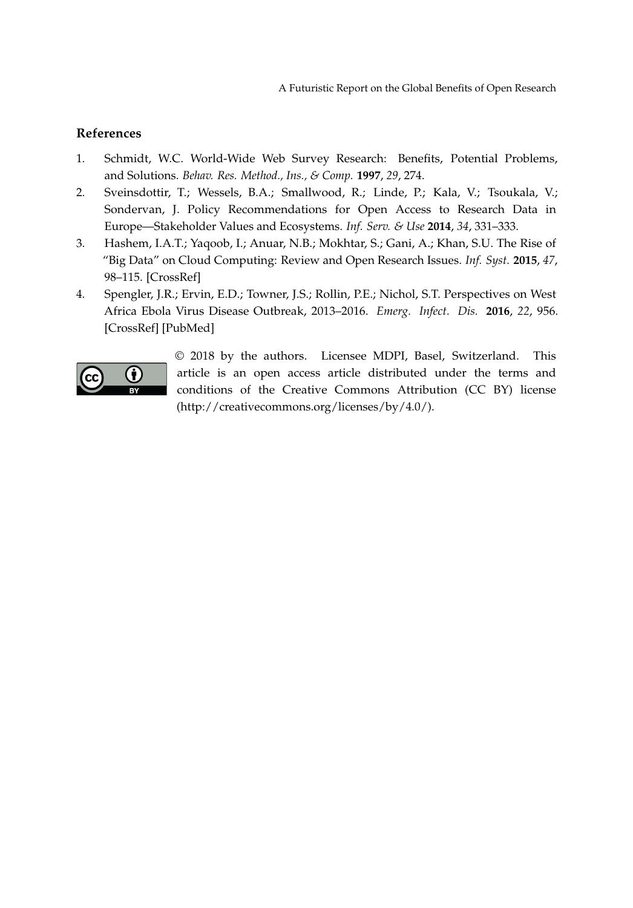## References

1. Schmidt, W.C. World-Wide Web Survey Research: Benefits, Potential Problems, and Solutions. *Behav. Res. Method., Ins., & Comp.* **1997**, *29*, 274.
2. Sveinsdottir, T.; Wessels, B.A.; Smallwood, R.; Linde, P.; Kala, V.; Tsoukala, V.; Sondervan, J. Policy Recommendations for Open Access to Research Data in Europe—Stakeholder Values and Ecosystems. *Inf. Serv. & Use* **2014**, *34*, 331–333.
3. Hashem, I.A.T.; Yaqoob, I.; Anuar, N.B.; Mokhtar, S.; Gani, A.; Khan, S.U. The Rise of "Big Data" on Cloud Computing: Review and Open Research Issues. *Inf. Syst.* **2015**, *47*, 98–115. [CrossRef]
4. Spengler, J.R.; Ervin, E.D.; Towner, J.S.; Rollin, P.E.; Nichol, S.T. Perspectives on West Africa Ebola Virus Disease Outbreak, 2013–2016. *Emerg. Infect. Dis.* **2016**, *22*, 956. [CrossRef] [PubMed]

© 2018 by the authors. Licensee MDPI, Basel, Switzerland. This article is an open access article distributed under the terms and conditions of the Creative Commons Attribution (CC BY) license (http://creativecommons.org/licenses/by/4.0/).